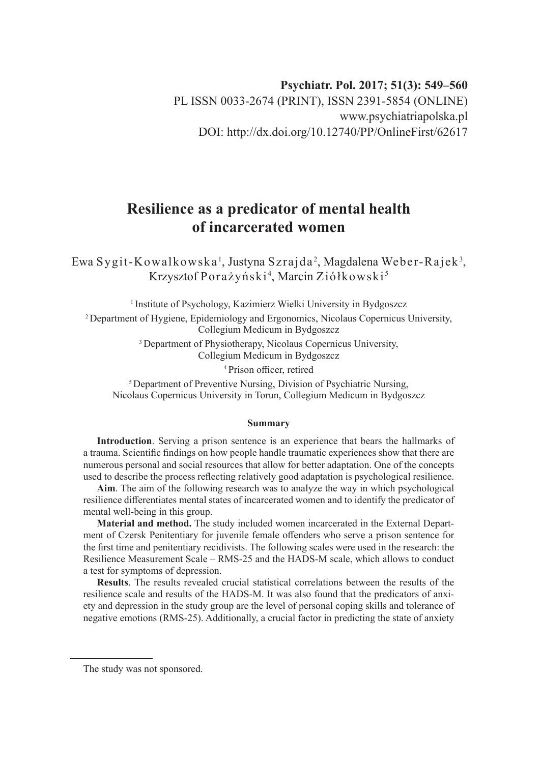Psychiatr. Pol. 2017; 51(3): 549–560

PL ISSN 0033-2674 (PRINT), ISSN 2391-5854 (ONLINE)

www.psychiatriapolska.pl

DOI: http://dx.doi.org/10.12740/PP/OnlineFirst/62617

# Resilience as a predicator of mental health of incarcerated women

Ewa Sygit-Kowalkowska[1], Justyna Szrajda[2], Magdalena Weber-Rajek[3], Krzysztof Porażyński[4], Marcin Ziółkowski[5]

[1] Institute of Psychology, Kazimierz Wielki University in Bydgoszcz

[2] Department of Hygiene, Epidemiology and Ergonomics, Nicolaus Copernicus University, Collegium Medicum in Bydgoszcz

[3] Department of Physiotherapy, Nicolaus Copernicus University, Collegium Medicum in Bydgoszcz

[4] Prison officer, retired

[5] Department of Preventive Nursing, Division of Psychiatric Nursing, Nicolaus Copernicus University in Torun, Collegium Medicum in Bydgoszcz

### Summary

**Introduction**. Serving a prison sentence is an experience that bears the hallmarks of a trauma. Scientific findings on how people handle traumatic experiences show that there are numerous personal and social resources that allow for better adaptation. One of the concepts used to describe the process reflecting relatively good adaptation is psychological resilience.

**Aim**. The aim of the following research was to analyze the way in which psychological resilience differentiates mental states of incarcerated women and to identify the predicator of mental well-being in this group.

**Material and method.** The study included women incarcerated in the External Department of Czersk Penitentiary for juvenile female offenders who serve a prison sentence for the first time and penitentiary recidivists. The following scales were used in the research: the Resilience Measurement Scale – RMS-25 and the HADS-M scale, which allows to conduct a test for symptoms of depression.

**Results**. The results revealed crucial statistical correlations between the results of the resilience scale and results of the HADS-M. It was also found that the predicators of anxiety and depression in the study group are the level of personal coping skills and tolerance of negative emotions (RMS-25). Additionally, a crucial factor in predicting the state of anxiety

The study was not sponsored.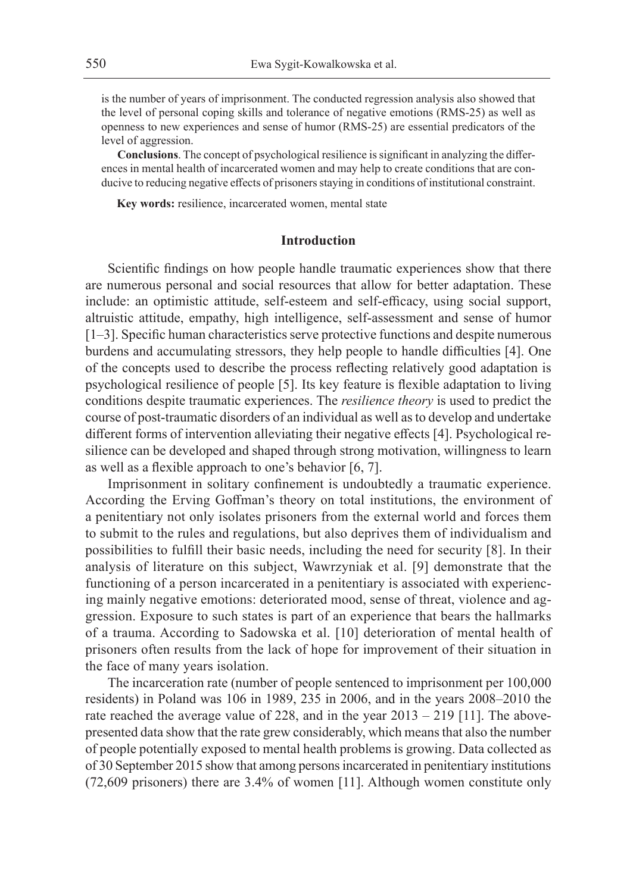is the number of years of imprisonment. The conducted regression analysis also showed that the level of personal coping skills and tolerance of negative emotions (RMS-25) as well as openness to new experiences and sense of humor (RMS-25) are essential predicators of the level of aggression.

**Conclusions**. The concept of psychological resilience is significant in analyzing the differences in mental health of incarcerated women and may help to create conditions that are conducive to reducing negative effects of prisoners staying in conditions of institutional constraint.

**Key words:** resilience, incarcerated women, mental state

## Introduction

Scientific findings on how people handle traumatic experiences show that there are numerous personal and social resources that allow for better adaptation. These include: an optimistic attitude, self-esteem and self-efficacy, using social support, altruistic attitude, empathy, high intelligence, self-assessment and sense of humor [1–3]. Specific human characteristics serve protective functions and despite numerous burdens and accumulating stressors, they help people to handle difficulties [4]. One of the concepts used to describe the process reflecting relatively good adaptation is psychological resilience of people [5]. Its key feature is flexible adaptation to living conditions despite traumatic experiences. The *resilience theory* is used to predict the course of post-traumatic disorders of an individual as well as to develop and undertake different forms of intervention alleviating their negative effects [4]. Psychological resilience can be developed and shaped through strong motivation, willingness to learn as well as a flexible approach to one's behavior [6, 7].

Imprisonment in solitary confinement is undoubtedly a traumatic experience. According the Erving Goffman's theory on total institutions, the environment of a penitentiary not only isolates prisoners from the external world and forces them to submit to the rules and regulations, but also deprives them of individualism and possibilities to fulfill their basic needs, including the need for security [8]. In their analysis of literature on this subject, Wawrzyniak et al. [9] demonstrate that the functioning of a person incarcerated in a penitentiary is associated with experiencing mainly negative emotions: deteriorated mood, sense of threat, violence and aggression. Exposure to such states is part of an experience that bears the hallmarks of a trauma. According to Sadowska et al. [10] deterioration of mental health of prisoners often results from the lack of hope for improvement of their situation in the face of many years isolation.

The incarceration rate (number of people sentenced to imprisonment per 100,000 residents) in Poland was 106 in 1989, 235 in 2006, and in the years 2008–2010 the rate reached the average value of 228, and in the year 2013 – 219 [11]. The above-presented data show that the rate grew considerably, which means that also the number of people potentially exposed to mental health problems is growing. Data collected as of 30 September 2015 show that among persons incarcerated in penitentiary institutions (72,609 prisoners) there are 3.4% of women [11]. Although women constitute only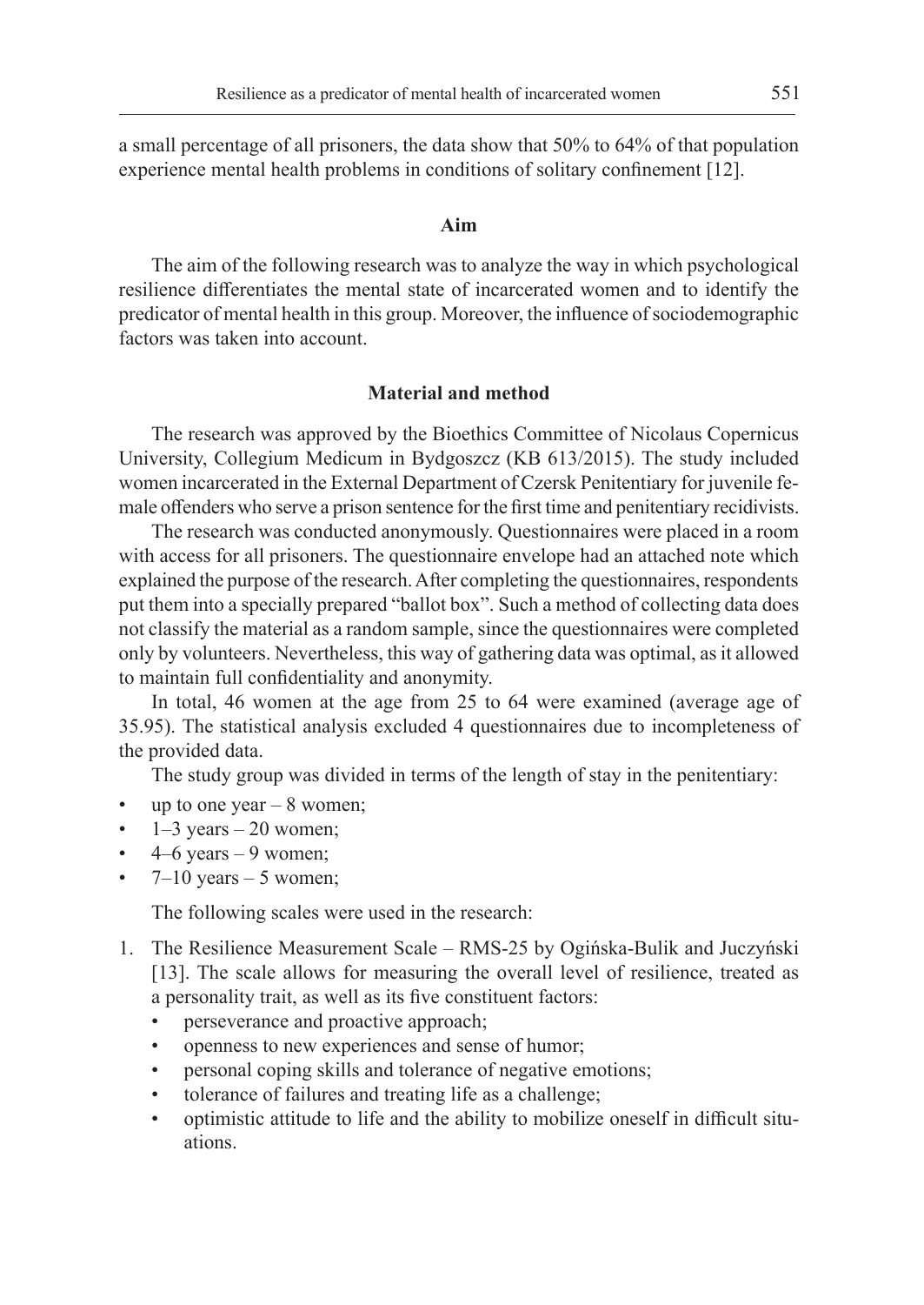a small percentage of all prisoners, the data show that 50% to 64% of that population experience mental health problems in conditions of solitary confinement [12].

## Aim

The aim of the following research was to analyze the way in which psychological resilience differentiates the mental state of incarcerated women and to identify the predicator of mental health in this group. Moreover, the influence of sociodemographic factors was taken into account.

## Material and method

The research was approved by the Bioethics Committee of Nicolaus Copernicus University, Collegium Medicum in Bydgoszcz (KB 613/2015). The study included women incarcerated in the External Department of Czersk Penitentiary for juvenile female offenders who serve a prison sentence for the first time and penitentiary recidivists.

The research was conducted anonymously. Questionnaires were placed in a room with access for all prisoners. The questionnaire envelope had an attached note which explained the purpose of the research. After completing the questionnaires, respondents put them into a specially prepared "ballot box". Such a method of collecting data does not classify the material as a random sample, since the questionnaires were completed only by volunteers. Nevertheless, this way of gathering data was optimal, as it allowed to maintain full confidentiality and anonymity.

In total, 46 women at the age from 25 to 64 were examined (average age of 35.95). The statistical analysis excluded 4 questionnaires due to incompleteness of the provided data.

The study group was divided in terms of the length of stay in the penitentiary:

- up to one year – 8 women;
- 1–3 years – 20 women;
- 4–6 years – 9 women;
- 7–10 years – 5 women;

The following scales were used in the research:

1. The Resilience Measurement Scale – RMS-25 by Ogińska-Bulik and Juczyński [13]. The scale allows for measuring the overall level of resilience, treated as a personality trait, as well as its five constituent factors:
   - perseverance and proactive approach;
   - openness to new experiences and sense of humor;
   - personal coping skills and tolerance of negative emotions;
   - tolerance of failures and treating life as a challenge;
   - optimistic attitude to life and the ability to mobilize oneself in difficult situations.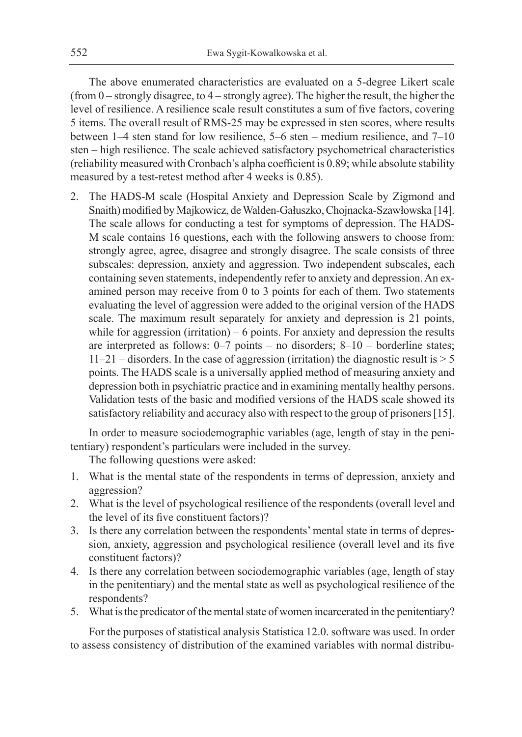The above enumerated characteristics are evaluated on a 5-degree Likert scale (from 0 – strongly disagree, to 4 – strongly agree). The higher the result, the higher the level of resilience. A resilience scale result constitutes a sum of five factors, covering 5 items. The overall result of RMS-25 may be expressed in sten scores, where results between 1–4 sten stand for low resilience, 5–6 sten – medium resilience, and 7–10 sten – high resilience. The scale achieved satisfactory psychometrical characteristics (reliability measured with Cronbach's alpha coefficient is 0.89; while absolute stability measured by a test-retest method after 4 weeks is 0.85).

2. The HADS-M scale (Hospital Anxiety and Depression Scale by Zigmond and Snaith) modified by Majkowicz, de Walden-Gałuszko, Chojnacka-Szawłowska [14]. The scale allows for conducting a test for symptoms of depression. The HADS-M scale contains 16 questions, each with the following answers to choose from: strongly agree, agree, disagree and strongly disagree. The scale consists of three subscales: depression, anxiety and aggression. Two independent subscales, each containing seven statements, independently refer to anxiety and depression. An examined person may receive from 0 to 3 points for each of them. Two statements evaluating the level of aggression were added to the original version of the HADS scale. The maximum result separately for anxiety and depression is 21 points, while for aggression (irritation) – 6 points. For anxiety and depression the results are interpreted as follows: 0–7 points – no disorders; 8–10 – borderline states; 11–21 – disorders. In the case of aggression (irritation) the diagnostic result is > 5 points. The HADS scale is a universally applied method of measuring anxiety and depression both in psychiatric practice and in examining mentally healthy persons. Validation tests of the basic and modified versions of the HADS scale showed its satisfactory reliability and accuracy also with respect to the group of prisoners [15].

In order to measure sociodemographic variables (age, length of stay in the penitentiary) respondent's particulars were included in the survey.

The following questions were asked:

1. What is the mental state of the respondents in terms of depression, anxiety and aggression?
2. What is the level of psychological resilience of the respondents (overall level and the level of its five constituent factors)?
3. Is there any correlation between the respondents' mental state in terms of depression, anxiety, aggression and psychological resilience (overall level and its five constituent factors)?
4. Is there any correlation between sociodemographic variables (age, length of stay in the penitentiary) and the mental state as well as psychological resilience of the respondents?
5. What is the predicator of the mental state of women incarcerated in the penitentiary?

For the purposes of statistical analysis Statistica 12.0. software was used. In order to assess consistency of distribution of the examined variables with normal distribu-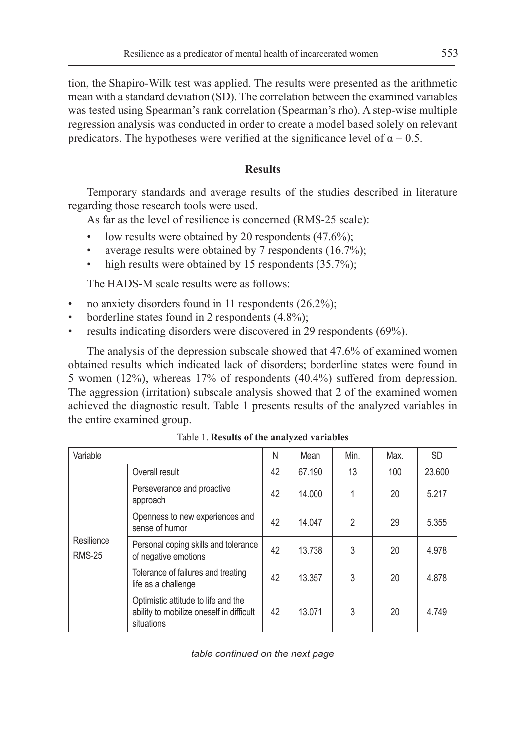tion, the Shapiro-Wilk test was applied. The results were presented as the arithmetic mean with a standard deviation (SD). The correlation between the examined variables was tested using Spearman's rank correlation (Spearman's rho). A step-wise multiple regression analysis was conducted in order to create a model based solely on relevant predicators. The hypotheses were verified at the significance level of $\alpha = 0.5$.

## Results

Temporary standards and average results of the studies described in literature regarding those research tools were used.

As far as the level of resilience is concerned (RMS-25 scale):

- low results were obtained by 20 respondents (47.6%);
- average results were obtained by 7 respondents (16.7%);
- high results were obtained by 15 respondents (35.7%);

The HADS-M scale results were as follows:

- no anxiety disorders found in 11 respondents (26.2%);
- borderline states found in 2 respondents (4.8%);
- results indicating disorders were discovered in 29 respondents (69%).

The analysis of the depression subscale showed that 47.6% of examined women obtained results which indicated lack of disorders; borderline states were found in 5 women (12%), whereas 17% of respondents (40.4%) suffered from depression. The aggression (irritation) subscale analysis showed that 2 of the examined women achieved the diagnostic result. Table 1 presents results of the analyzed variables in the entire examined group.

Table 1. **Results of the analyzed variables**

| Variable | | N | Mean | Min. | Max. | SD |
|---|---|---|---|---|---|---|
| Resilience RMS-25 | Overall result | 42 | 67.190 | 13 | 100 | 23.600 |
| | Perseverance and proactive approach | 42 | 14.000 | 1 | 20 | 5.217 |
| | Openness to new experiences and sense of humor | 42 | 14.047 | 2 | 29 | 5.355 |
| | Personal coping skills and tolerance of negative emotions | 42 | 13.738 | 3 | 20 | 4.978 |
| | Tolerance of failures and treating life as a challenge | 42 | 13.357 | 3 | 20 | 4.878 |
| | Optimistic attitude to life and the ability to mobilize oneself in difficult situations | 42 | 13.071 | 3 | 20 | 4.749 |

*table continued on the next page*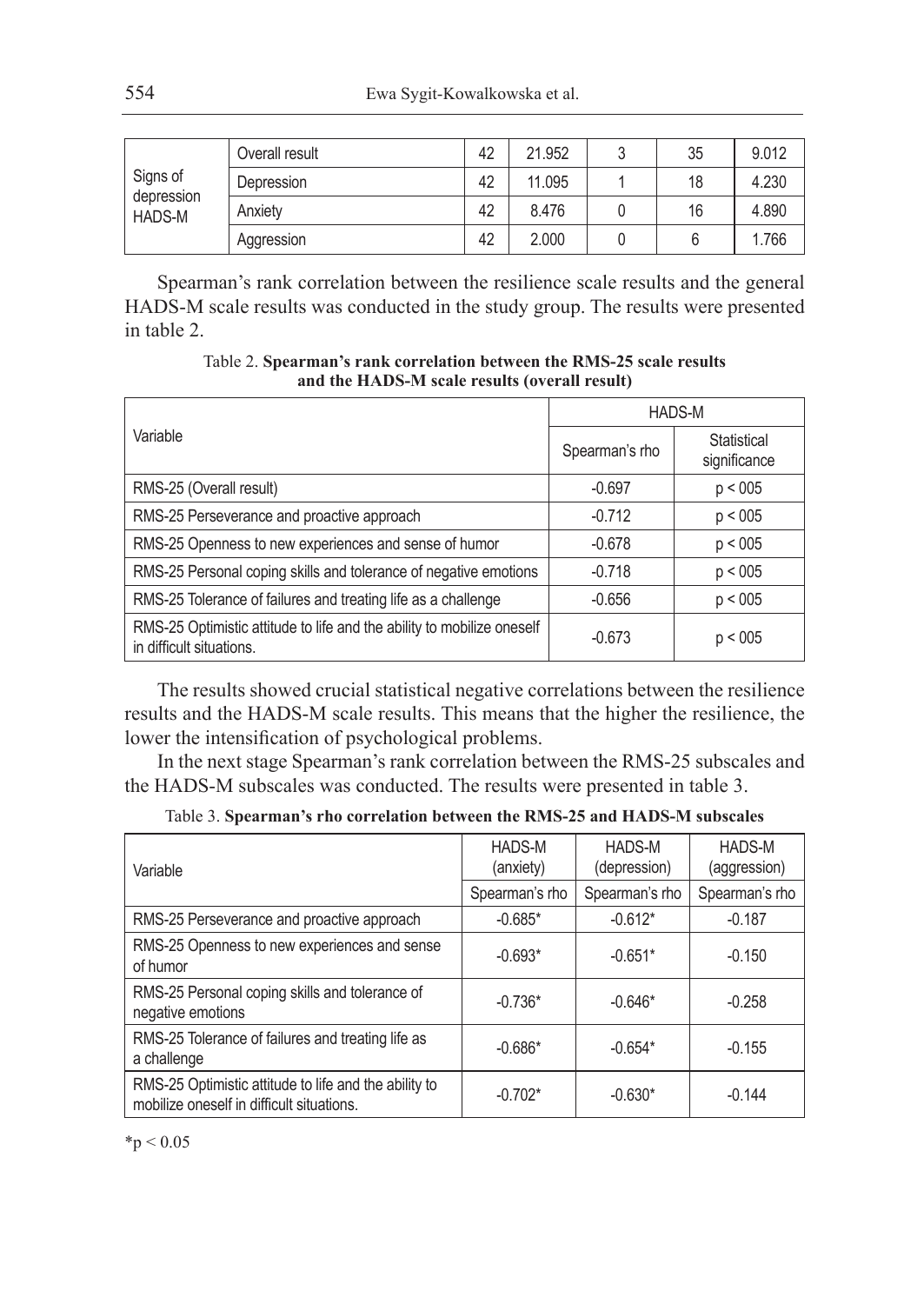| | | | | | | |
|---|---|---|---|---|---|---|
| Signs of depression HADS-M | Overall result | 42 | 21.952 | 3 | 35 | 9.012 |
| | Depression | 42 | 11.095 | 1 | 18 | 4.230 |
| | Anxiety | 42 | 8.476 | 0 | 16 | 4.890 |
| | Aggression | 42 | 2.000 | 0 | 6 | 1.766 |

Spearman's rank correlation between the resilience scale results and the general HADS-M scale results was conducted in the study group. The results were presented in table 2.

Table 2. **Spearman's rank correlation between the RMS-25 scale results and the HADS-M scale results (overall result)**

| Variable | HADS-M | |
|---|---|---|
| | Spearman's rho | Statistical significance |
| RMS-25 (Overall result) | -0.697 | p < 005 |
| RMS-25 Perseverance and proactive approach | -0.712 | p < 005 |
| RMS-25 Openness to new experiences and sense of humor | -0.678 | p < 005 |
| RMS-25 Personal coping skills and tolerance of negative emotions | -0.718 | p < 005 |
| RMS-25 Tolerance of failures and treating life as a challenge | -0.656 | p < 005 |
| RMS-25 Optimistic attitude to life and the ability to mobilize oneself in difficult situations. | -0.673 | p < 005 |

The results showed crucial statistical negative correlations between the resilience results and the HADS-M scale results. This means that the higher the resilience, the lower the intensification of psychological problems.

In the next stage Spearman's rank correlation between the RMS-25 subscales and the HADS-M subscales was conducted. The results were presented in table 3.

Table 3. **Spearman's rho correlation between the RMS-25 and HADS-M subscales**

| Variable | HADS-M (anxiety) | HADS-M (depression) | HADS-M (aggression) |
|---|---|---|---|
| | Spearman's rho | Spearman's rho | Spearman's rho |
| RMS-25 Perseverance and proactive approach | -0.685* | -0.612* | -0.187 |
| RMS-25 Openness to new experiences and sense of humor | -0.693* | -0.651* | -0.150 |
| RMS-25 Personal coping skills and tolerance of negative emotions | -0.736* | -0.646* | -0.258 |
| RMS-25 Tolerance of failures and treating life as a challenge | -0.686* | -0.654* | -0.155 |
| RMS-25 Optimistic attitude to life and the ability to mobilize oneself in difficult situations. | -0.702* | -0.630* | -0.144 |

*$p < 0.05$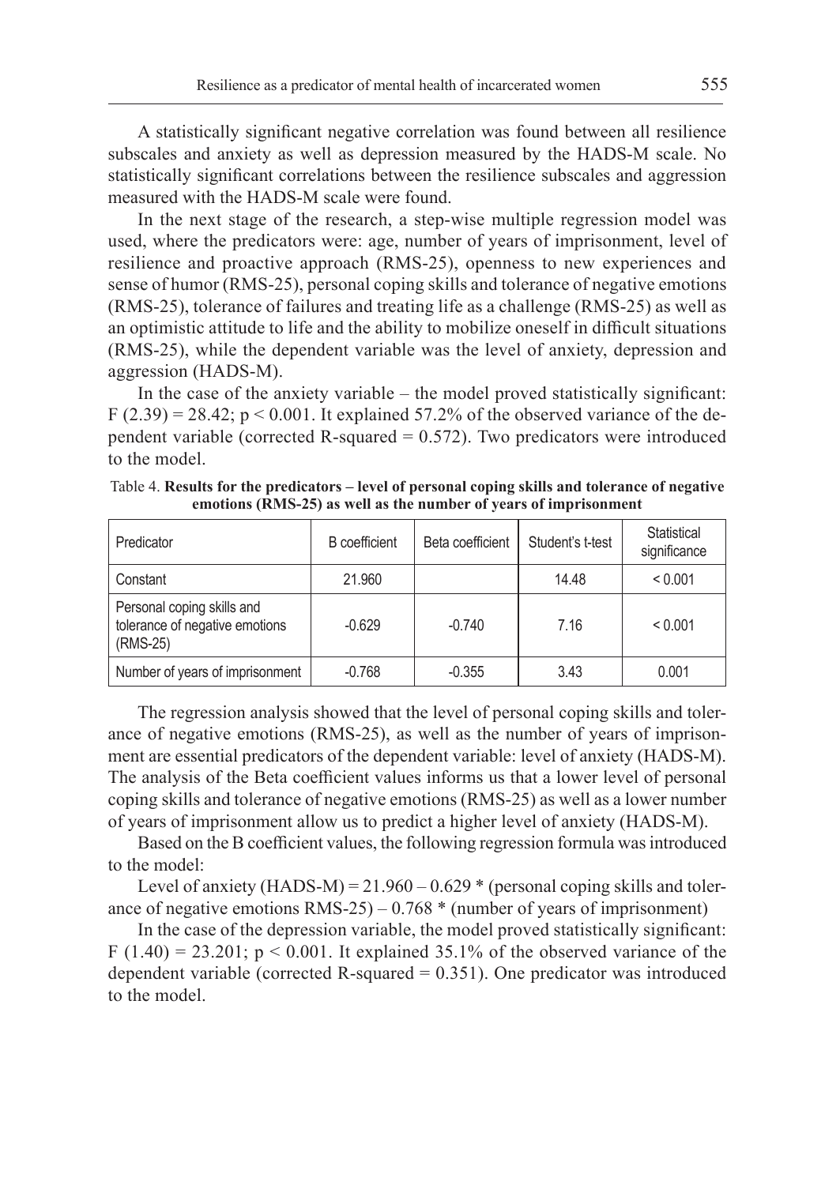A statistically significant negative correlation was found between all resilience subscales and anxiety as well as depression measured by the HADS-M scale. No statistically significant correlations between the resilience subscales and aggression measured with the HADS-M scale were found.

In the next stage of the research, a step-wise multiple regression model was used, where the predicators were: age, number of years of imprisonment, level of resilience and proactive approach (RMS-25), openness to new experiences and sense of humor (RMS-25), personal coping skills and tolerance of negative emotions (RMS-25), tolerance of failures and treating life as a challenge (RMS-25) as well as an optimistic attitude to life and the ability to mobilize oneself in difficult situations (RMS-25), while the dependent variable was the level of anxiety, depression and aggression (HADS-M).

In the case of the anxiety variable – the model proved statistically significant: $F(2.39) = 28.42$; $p < 0.001$. It explained 57.2% of the observed variance of the dependent variable (corrected R-squared = 0.572). Two predicators were introduced to the model.

Table 4. **Results for the predicators – level of personal coping skills and tolerance of negative emotions (RMS-25) as well as the number of years of imprisonment**

| Predicator | B coefficient | Beta coefficient | Student's t-test | Statistical significance |
|---|---|---|---|---|
| Constant | 21.960 | | 14.48 | < 0.001 |
| Personal coping skills and tolerance of negative emotions (RMS-25) | -0.629 | -0.740 | 7.16 | < 0.001 |
| Number of years of imprisonment | -0.768 | -0.355 | 3.43 | 0.001 |

The regression analysis showed that the level of personal coping skills and tolerance of negative emotions (RMS-25), as well as the number of years of imprisonment are essential predicators of the dependent variable: level of anxiety (HADS-M). The analysis of the Beta coefficient values informs us that a lower level of personal coping skills and tolerance of negative emotions (RMS-25) as well as a lower number of years of imprisonment allow us to predict a higher level of anxiety (HADS-M).

Based on the B coefficient values, the following regression formula was introduced to the model:

Level of anxiety (HADS-M) = 21.960 – 0.629 * (personal coping skills and tolerance of negative emotions RMS-25) – 0.768 * (number of years of imprisonment)

In the case of the depression variable, the model proved statistically significant: $F(1.40) = 23.201$; $p < 0.001$. It explained 35.1% of the observed variance of the dependent variable (corrected R-squared = 0.351). One predicator was introduced to the model.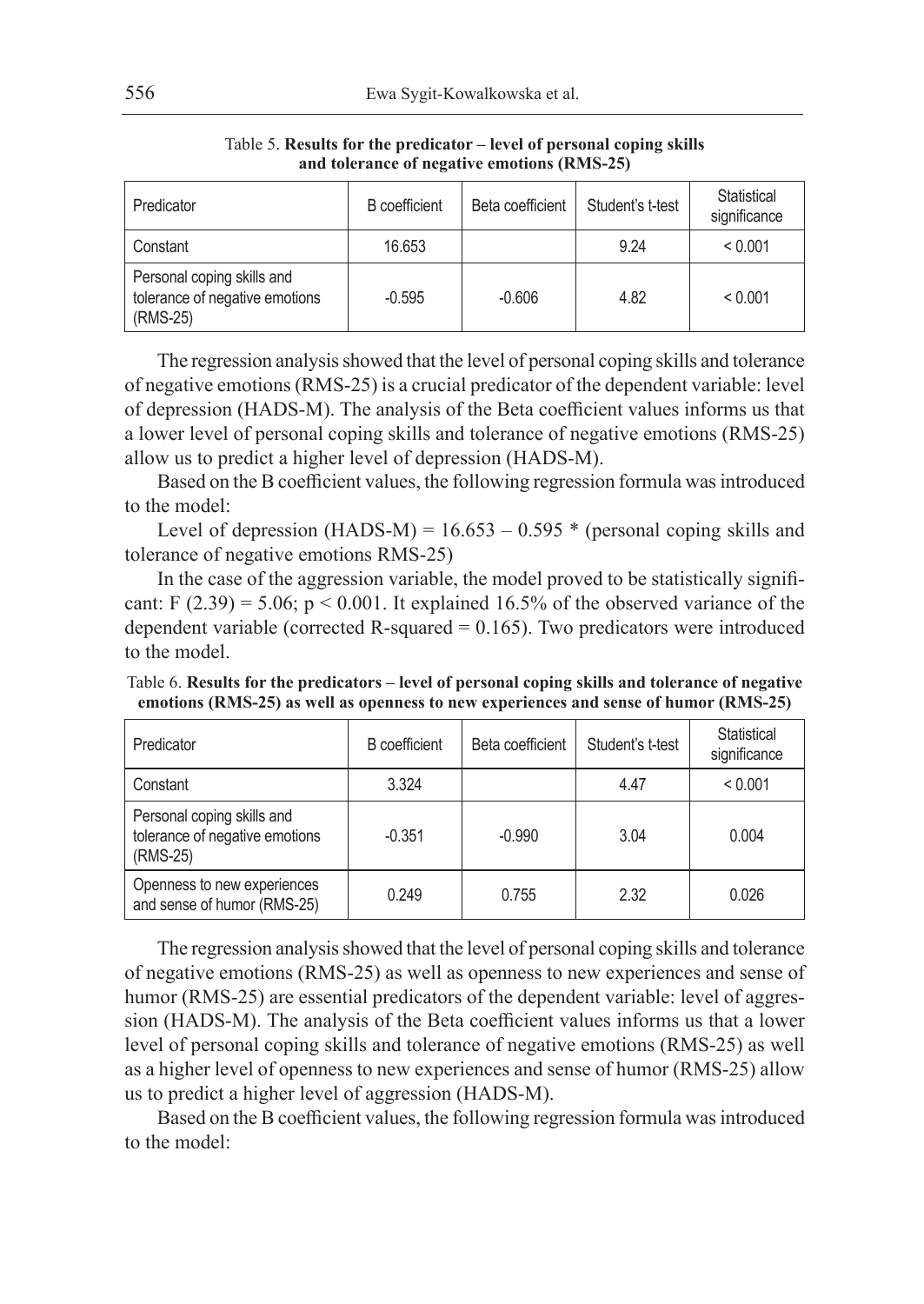Table 5. **Results for the predicator – level of personal coping skills and tolerance of negative emotions (RMS-25)**

| Predicator | B coefficient | Beta coefficient | Student's t-test | Statistical significance |
|---|---|---|---|---|
| Constant | 16.653 | | 9.24 | < 0.001 |
| Personal coping skills and tolerance of negative emotions (RMS-25) | -0.595 | -0.606 | 4.82 | < 0.001 |

The regression analysis showed that the level of personal coping skills and tolerance of negative emotions (RMS-25) is a crucial predicator of the dependent variable: level of depression (HADS-M). The analysis of the Beta coefficient values informs us that a lower level of personal coping skills and tolerance of negative emotions (RMS-25) allow us to predict a higher level of depression (HADS-M).

Based on the B coefficient values, the following regression formula was introduced to the model:

Level of depression (HADS-M) = 16.653 – 0.595 * (personal coping skills and tolerance of negative emotions RMS-25)

In the case of the aggression variable, the model proved to be statistically significant: $F (2.39) = 5.06$; $p < 0.001$. It explained 16.5% of the observed variance of the dependent variable (corrected R-squared = 0.165). Two predicators were introduced to the model.

Table 6. **Results for the predicators – level of personal coping skills and tolerance of negative emotions (RMS-25) as well as openness to new experiences and sense of humor (RMS-25)**

| Predicator | B coefficient | Beta coefficient | Student's t-test | Statistical significance |
|---|---|---|---|---|
| Constant | 3.324 | | 4.47 | < 0.001 |
| Personal coping skills and tolerance of negative emotions (RMS-25) | -0.351 | -0.990 | 3.04 | 0.004 |
| Openness to new experiences and sense of humor (RMS-25) | 0.249 | 0.755 | 2.32 | 0.026 |

The regression analysis showed that the level of personal coping skills and tolerance of negative emotions (RMS-25) as well as openness to new experiences and sense of humor (RMS-25) are essential predicators of the dependent variable: level of aggression (HADS-M). The analysis of the Beta coefficient values informs us that a lower level of personal coping skills and tolerance of negative emotions (RMS-25) as well as a higher level of openness to new experiences and sense of humor (RMS-25) allow us to predict a higher level of aggression (HADS-M).

Based on the B coefficient values, the following regression formula was introduced to the model: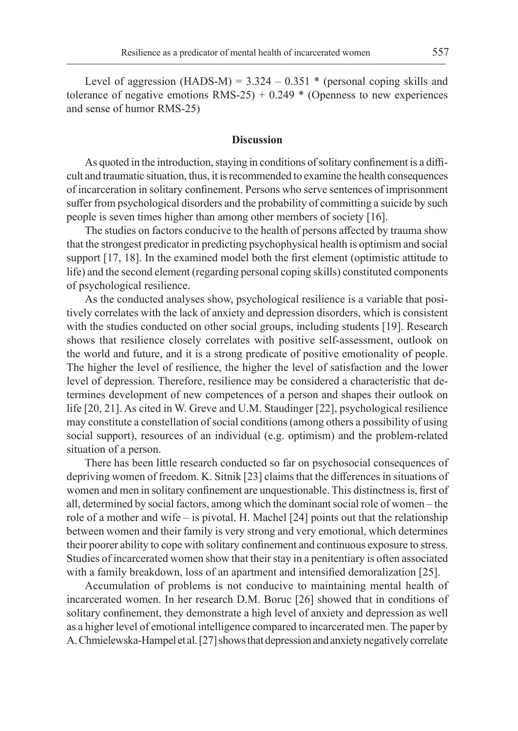Level of aggression (HADS-M) = 3.324 – 0.351 * (personal coping skills and tolerance of negative emotions RMS-25) + 0.249 * (Openness to new experiences and sense of humor RMS-25)

## Discussion

As quoted in the introduction, staying in conditions of solitary confinement is a difficult and traumatic situation, thus, it is recommended to examine the health consequences of incarceration in solitary confinement. Persons who serve sentences of imprisonment suffer from psychological disorders and the probability of committing a suicide by such people is seven times higher than among other members of society [16].

The studies on factors conducive to the health of persons affected by trauma show that the strongest predicator in predicting psychophysical health is optimism and social support [17, 18]. In the examined model both the first element (optimistic attitude to life) and the second element (regarding personal coping skills) constituted components of psychological resilience.

As the conducted analyses show, psychological resilience is a variable that positively correlates with the lack of anxiety and depression disorders, which is consistent with the studies conducted on other social groups, including students [19]. Research shows that resilience closely correlates with positive self-assessment, outlook on the world and future, and it is a strong predicate of positive emotionality of people. The higher the level of resilience, the higher the level of satisfaction and the lower level of depression. Therefore, resilience may be considered a characteristic that determines development of new competences of a person and shapes their outlook on life [20, 21]. As cited in W. Greve and U.M. Staudinger [22], psychological resilience may constitute a constellation of social conditions (among others a possibility of using social support), resources of an individual (e.g. optimism) and the problem-related situation of a person.

There has been little research conducted so far on psychosocial consequences of depriving women of freedom. K. Sitnik [23] claims that the differences in situations of women and men in solitary confinement are unquestionable. This distinctness is, first of all, determined by social factors, among which the dominant social role of women – the role of a mother and wife – is pivotal. H. Machel [24] points out that the relationship between women and their family is very strong and very emotional, which determines their poorer ability to cope with solitary confinement and continuous exposure to stress. Studies of incarcerated women show that their stay in a penitentiary is often associated with a family breakdown, loss of an apartment and intensified demoralization [25].

Accumulation of problems is not conducive to maintaining mental health of incarcerated women. In her research D.M. Boruc [26] showed that in conditions of solitary confinement, they demonstrate a high level of anxiety and depression as well as a higher level of emotional intelligence compared to incarcerated men. The paper by A. Chmielewska-Hampel et al. [27] shows that depression and anxiety negatively correlate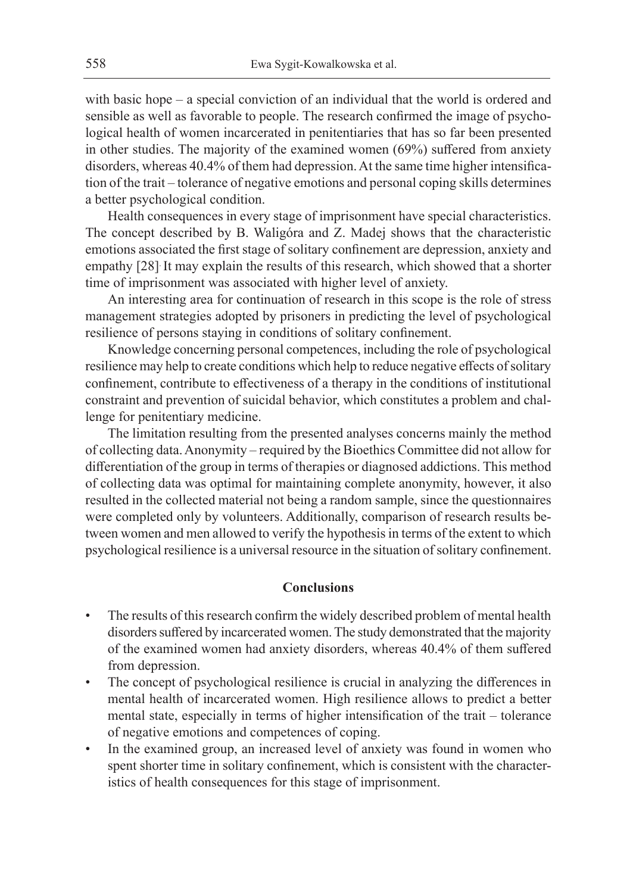with basic hope – a special conviction of an individual that the world is ordered and sensible as well as favorable to people. The research confirmed the image of psychological health of women incarcerated in penitentiaries that has so far been presented in other studies. The majority of the examined women (69%) suffered from anxiety disorders, whereas 40.4% of them had depression. At the same time higher intensification of the trait – tolerance of negative emotions and personal coping skills determines a better psychological condition.

Health consequences in every stage of imprisonment have special characteristics. The concept described by B. Waligóra and Z. Madej shows that the characteristic emotions associated the first stage of solitary confinement are depression, anxiety and empathy [28]. It may explain the results of this research, which showed that a shorter time of imprisonment was associated with higher level of anxiety.

An interesting area for continuation of research in this scope is the role of stress management strategies adopted by prisoners in predicting the level of psychological resilience of persons staying in conditions of solitary confinement.

Knowledge concerning personal competences, including the role of psychological resilience may help to create conditions which help to reduce negative effects of solitary confinement, contribute to effectiveness of a therapy in the conditions of institutional constraint and prevention of suicidal behavior, which constitutes a problem and challenge for penitentiary medicine.

The limitation resulting from the presented analyses concerns mainly the method of collecting data. Anonymity – required by the Bioethics Committee did not allow for differentiation of the group in terms of therapies or diagnosed addictions. This method of collecting data was optimal for maintaining complete anonymity, however, it also resulted in the collected material not being a random sample, since the questionnaires were completed only by volunteers. Additionally, comparison of research results between women and men allowed to verify the hypothesis in terms of the extent to which psychological resilience is a universal resource in the situation of solitary confinement.

## Conclusions

- The results of this research confirm the widely described problem of mental health disorders suffered by incarcerated women. The study demonstrated that the majority of the examined women had anxiety disorders, whereas 40.4% of them suffered from depression.
- The concept of psychological resilience is crucial in analyzing the differences in mental health of incarcerated women. High resilience allows to predict a better mental state, especially in terms of higher intensification of the trait – tolerance of negative emotions and competences of coping.
- In the examined group, an increased level of anxiety was found in women who spent shorter time in solitary confinement, which is consistent with the characteristics of health consequences for this stage of imprisonment.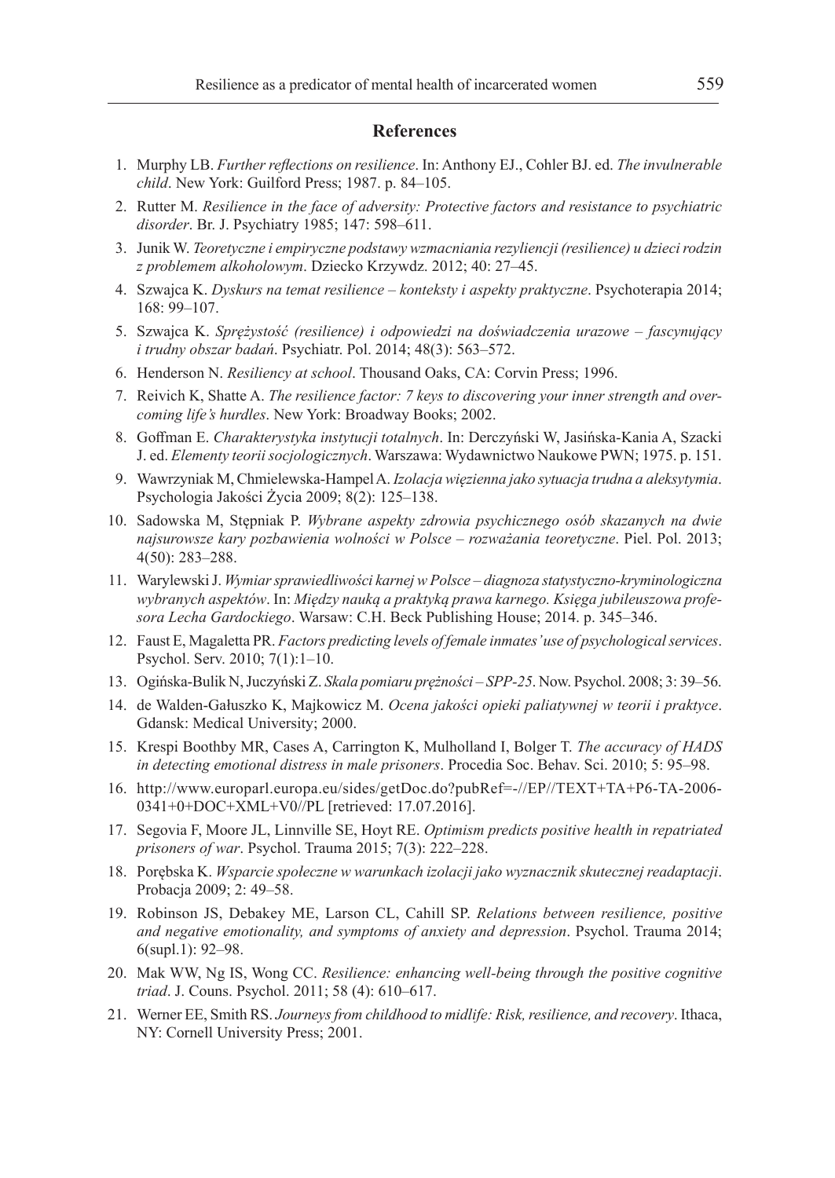## References

1. Murphy LB. *Further reflections on resilience*. In: Anthony EJ., Cohler BJ. ed. *The invulnerable child*. New York: Guilford Press; 1987. p. 84–105.
2. Rutter M. *Resilience in the face of adversity: Protective factors and resistance to psychiatric disorder*. Br. J. Psychiatry 1985; 147: 598–611.
3. Junik W. *Teoretyczne i empiryczne podstawy wzmacniania rezyliencji (resilience) u dzieci rodzin z problemem alkoholowym*. Dziecko Krzywdz. 2012; 40: 27–45.
4. Szwajca K. *Dyskurs na temat resilience – konteksty i aspekty praktyczne*. Psychoterapia 2014; 168: 99–107.
5. Szwajca K. *Sprężystość (resilience) i odpowiedzi na doświadczenia urazowe – fascynujący i trudny obszar badań*. Psychiatr. Pol. 2014; 48(3): 563–572.
6. Henderson N. *Resiliency at school*. Thousand Oaks, CA: Corvin Press; 1996.
7. Reivich K, Shatte A. *The resilience factor: 7 keys to discovering your inner strength and overcoming life's hurdles*. New York: Broadway Books; 2002.
8. Goffman E. *Charakterystyka instytucji totalnych*. In: Derczyński W, Jasińska-Kania A, Szacki J. ed. *Elementy teorii socjologicznych*. Warszawa: Wydawnictwo Naukowe PWN; 1975. p. 151.
9. Wawrzyniak M, Chmielewska-Hampel A. *Izolacja więzienna jako sytuacja trudna a aleksytymia*. Psychologia Jakości Życia 2009; 8(2): 125–138.
10. Sadowska M, Stępniak P. *Wybrane aspekty zdrowia psychicznego osób skazanych na dwie najsurowsze kary pozbawienia wolności w Polsce – rozważania teoretyczne*. Piel. Pol. 2013; 4(50): 283–288.
11. Warylewski J. *Wymiar sprawiedliwości karnej w Polsce – diagnoza statystyczno-kryminologiczna wybranych aspektów*. In: *Między nauką a praktyką prawa karnego. Księga jubileuszowa profesora Lecha Gardockiego*. Warsaw: C.H. Beck Publishing House; 2014. p. 345–346.
12. Faust E, Magaletta PR. *Factors predicting levels of female inmates' use of psychological services*. Psychol. Serv. 2010; 7(1):1–10.
13. Ogińska-Bulik N, Juczyński Z. *Skala pomiaru prężności – SPP-25*. Now. Psychol. 2008; 3: 39–56.
14. de Walden-Gałuszko K, Majkowicz M. *Ocena jakości opieki paliatywnej w teorii i praktyce*. Gdansk: Medical University; 2000.
15. Krespi Boothby MR, Cases A, Carrington K, Mulholland I, Bolger T. *The accuracy of HADS in detecting emotional distress in male prisoners*. Procedia Soc. Behav. Sci. 2010; 5: 95–98.
16. http://www.europarl.europa.eu/sides/getDoc.do?pubRef=-//EP//TEXT+TA+P6-TA-2006-0341+0+DOC+XML+V0//PL [retrieved: 17.07.2016].
17. Segovia F, Moore JL, Linnville SE, Hoyt RE. *Optimism predicts positive health in repatriated prisoners of war*. Psychol. Trauma 2015; 7(3): 222–228.
18. Porębska K. *Wsparcie społeczne w warunkach izolacji jako wyznacznik skutecznej readaptacji*. Probacja 2009; 2: 49–58.
19. Robinson JS, Debakey ME, Larson CL, Cahill SP. *Relations between resilience, positive and negative emotionality, and symptoms of anxiety and depression*. Psychol. Trauma 2014; 6(supl.1): 92–98.
20. Mak WW, Ng IS, Wong CC. *Resilience: enhancing well-being through the positive cognitive triad*. J. Couns. Psychol. 2011; 58 (4): 610–617.
21. Werner EE, Smith RS. *Journeys from childhood to midlife: Risk, resilience, and recovery*. Ithaca, NY: Cornell University Press; 2001.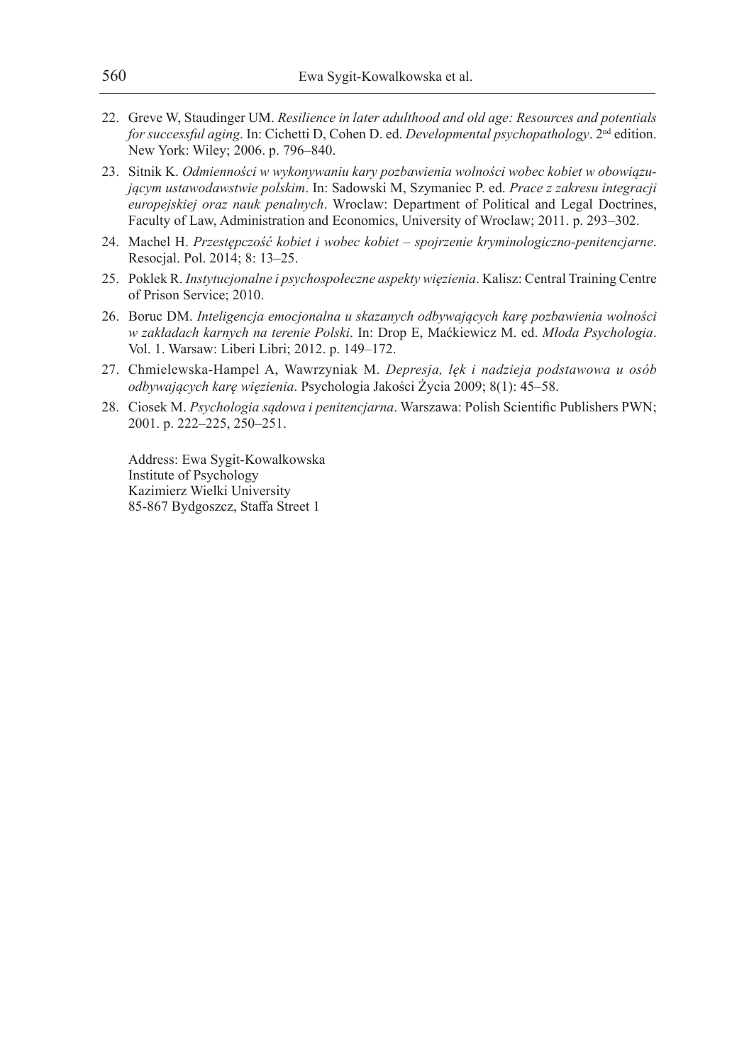22. Greve W, Staudinger UM. *Resilience in later adulthood and old age: Resources and potentials for successful aging*. In: Cichetti D, Cohen D. ed. *Developmental psychopathology*. 2nd edition. New York: Wiley; 2006. p. 796–840.
23. Sitnik K. *Odmienności w wykonywaniu kary pozbawienia wolności wobec kobiet w obowiązującym ustawodawstwie polskim*. In: Sadowski M, Szymaniec P. ed. *Prace z zakresu integracji europejskiej oraz nauk penalnych*. Wroclaw: Department of Political and Legal Doctrines, Faculty of Law, Administration and Economics, University of Wroclaw; 2011. p. 293–302.
24. Machel H. *Przestępczość kobiet i wobec kobiet – spojrzenie kryminologiczno-penitencjarne*. Resocjal. Pol. 2014; 8: 13–25.
25. Poklek R. *Instytucjonalne i psychospołeczne aspekty więzienia*. Kalisz: Central Training Centre of Prison Service; 2010.
26. Boruc DM. *Inteligencja emocjonalna u skazanych odbywających karę pozbawienia wolności w zakładach karnych na terenie Polski*. In: Drop E, Maćkiewicz M. ed. *Młoda Psychologia*. Vol. 1. Warsaw: Liberi Libri; 2012. p. 149–172.
27. Chmielewska-Hampel A, Wawrzyniak M. *Depresja, lęk i nadzieja podstawowa u osób odbywających karę więzienia*. Psychologia Jakości Życia 2009; 8(1): 45–58.
28. Ciosek M. *Psychologia sądowa i penitencjarna*. Warszawa: Polish Scientific Publishers PWN; 2001. p. 222–225, 250–251.

Address: Ewa Sygit-Kowalkowska
Institute of Psychology
Kazimierz Wielki University
85-867 Bydgoszcz, Staffa Street 1